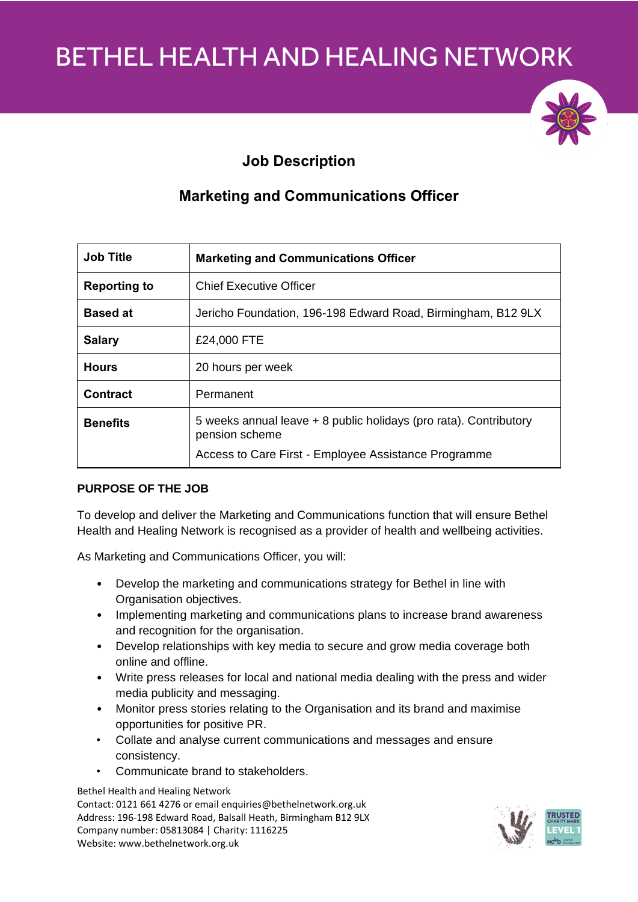# BETHEL HEALTH AND HEALING NETWORK

## Job Description

## Marketing and Communications Officer

| Job Title | Marketing and Communications Officer |
|---|---|
| Reporting to | Chief Executive Officer |
| Based at | Jericho Foundation, 196-198 Edward Road, Birmingham, B12 9LX |
| Salary | £24,000 FTE |
| Hours | 20 hours per week |
| Contract | Permanent |
| Benefits | 5 weeks annual leave + 8 public holidays (pro rata). Contributory pension scheme<br>Access to Care First - Employee Assistance Programme |

**PURPOSE OF THE JOB**

To develop and deliver the Marketing and Communications function that will ensure Bethel Health and Healing Network is recognised as a provider of health and wellbeing activities.

As Marketing and Communications Officer, you will:

- Develop the marketing and communications strategy for Bethel in line with Organisation objectives.
- Implementing marketing and communications plans to increase brand awareness and recognition for the organisation.
- Develop relationships with key media to secure and grow media coverage both online and offline.
- Write press releases for local and national media dealing with the press and wider media publicity and messaging.
- Monitor press stories relating to the Organisation and its brand and maximise opportunities for positive PR.
- Collate and analyse current communications and messages and ensure consistency.
- Communicate brand to stakeholders.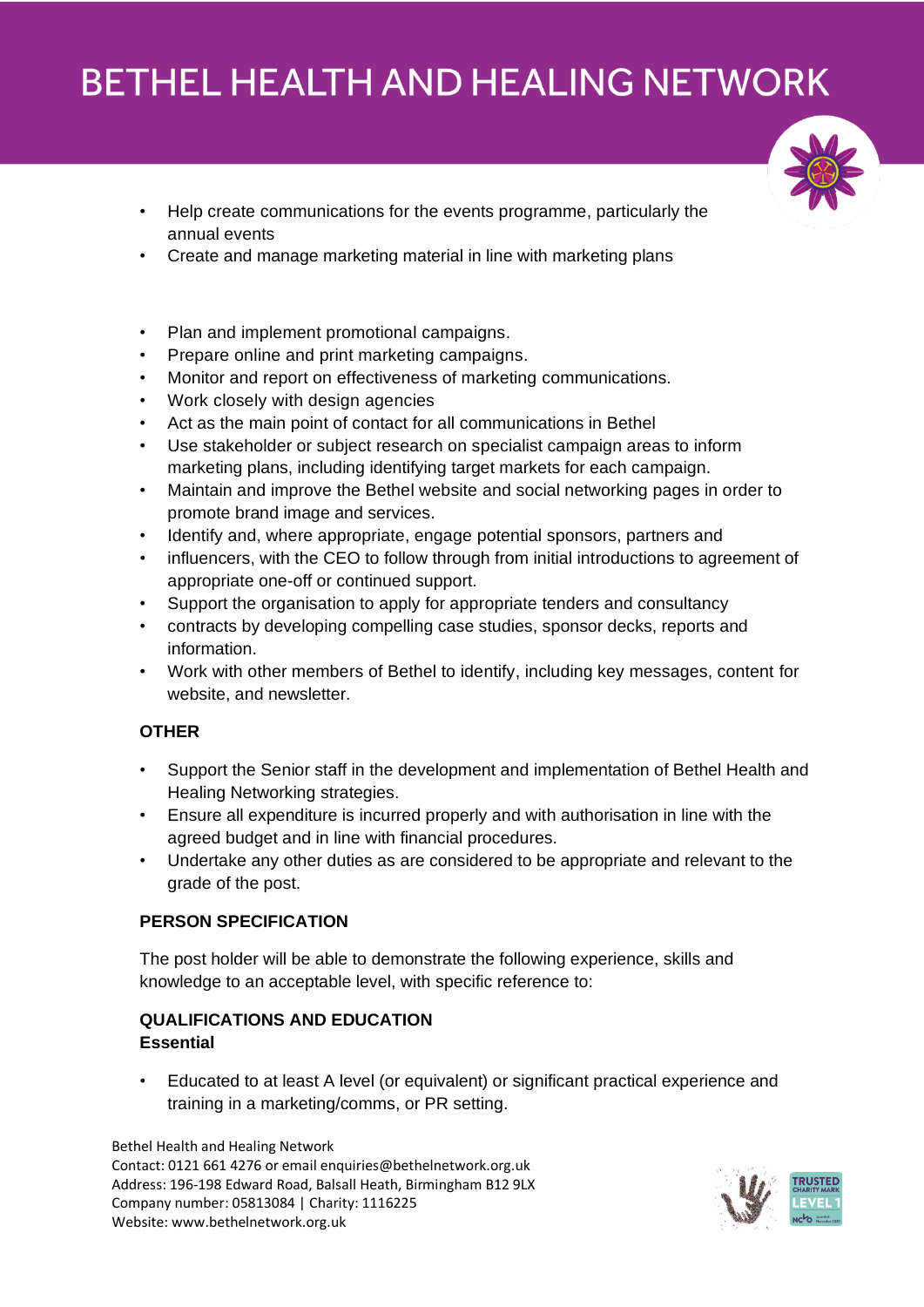- Help create communications for the events programme, particularly the annual events
- Create and manage marketing material in line with marketing plans

- Plan and implement promotional campaigns.
- Prepare online and print marketing campaigns.
- Monitor and report on effectiveness of marketing communications.
- Work closely with design agencies
- Act as the main point of contact for all communications in Bethel
- Use stakeholder or subject research on specialist campaign areas to inform marketing plans, including identifying target markets for each campaign.
- Maintain and improve the Bethel website and social networking pages in order to promote brand image and services.
- Identify and, where appropriate, engage potential sponsors, partners and
- influencers, with the CEO to follow through from initial introductions to agreement of appropriate one-off or continued support.
- Support the organisation to apply for appropriate tenders and consultancy
- contracts by developing compelling case studies, sponsor decks, reports and information.
- Work with other members of Bethel to identify, including key messages, content for website, and newsletter.

**OTHER**

- Support the Senior staff in the development and implementation of Bethel Health and Healing Networking strategies.
- Ensure all expenditure is incurred properly and with authorisation in line with the agreed budget and in line with financial procedures.
- Undertake any other duties as are considered to be appropriate and relevant to the grade of the post.

**PERSON SPECIFICATION**

The post holder will be able to demonstrate the following experience, skills and knowledge to an acceptable level, with specific reference to:

**QUALIFICATIONS AND EDUCATION**
**Essential**

- Educated to at least A level (or equivalent) or significant practical experience and training in a marketing/comms, or PR setting.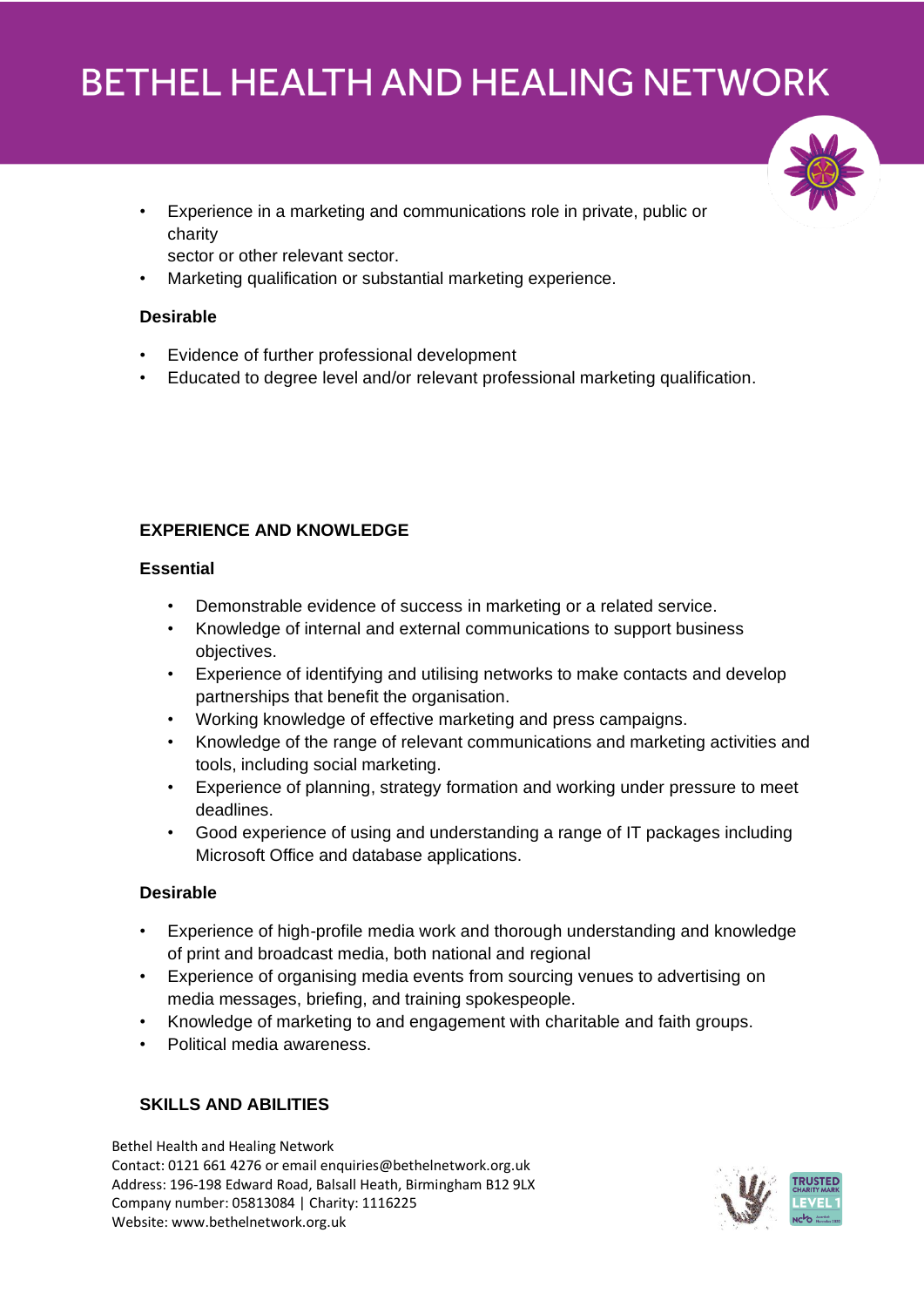- Experience in a marketing and communications role in private, public or charity sector or other relevant sector.
- Marketing qualification or substantial marketing experience.

**Desirable**

- Evidence of further professional development
- Educated to degree level and/or relevant professional marketing qualification.

**EXPERIENCE AND KNOWLEDGE**

**Essential**

- Demonstrable evidence of success in marketing or a related service.
- Knowledge of internal and external communications to support business objectives.
- Experience of identifying and utilising networks to make contacts and develop partnerships that benefit the organisation.
- Working knowledge of effective marketing and press campaigns.
- Knowledge of the range of relevant communications and marketing activities and tools, including social marketing.
- Experience of planning, strategy formation and working under pressure to meet deadlines.
- Good experience of using and understanding a range of IT packages including Microsoft Office and database applications.

**Desirable**

- Experience of high-profile media work and thorough understanding and knowledge of print and broadcast media, both national and regional
- Experience of organising media events from sourcing venues to advertising on media messages, briefing, and training spokespeople.
- Knowledge of marketing to and engagement with charitable and faith groups.
- Political media awareness.

**SKILLS AND ABILITIES**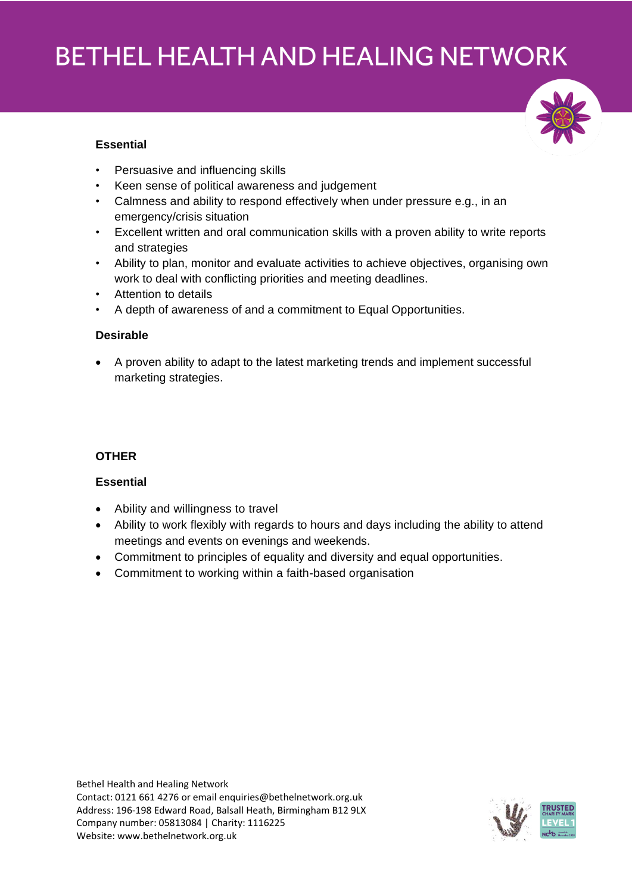**Essential**

- Persuasive and influencing skills
- Keen sense of political awareness and judgement
- Calmness and ability to respond effectively when under pressure e.g., in an emergency/crisis situation
- Excellent written and oral communication skills with a proven ability to write reports and strategies
- Ability to plan, monitor and evaluate activities to achieve objectives, organising own work to deal with conflicting priorities and meeting deadlines.
- Attention to details
- A depth of awareness of and a commitment to Equal Opportunities.

**Desirable**

- A proven ability to adapt to the latest marketing trends and implement successful marketing strategies.

**OTHER**

**Essential**

- Ability and willingness to travel
- Ability to work flexibly with regards to hours and days including the ability to attend meetings and events on evenings and weekends.
- Commitment to principles of equality and diversity and equal opportunities.
- Commitment to working within a faith-based organisation